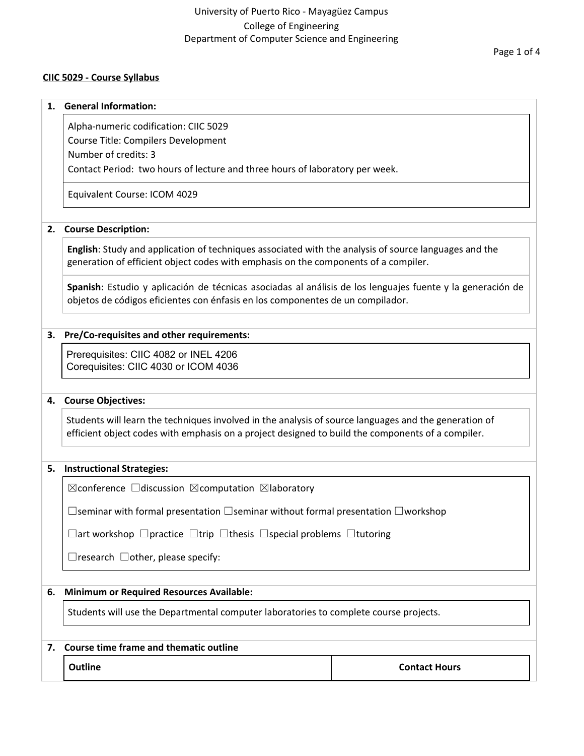University of Puerto Rico - Mayagüez Campus
College of Engineering
Department of Computer Science and Engineering

**CIIC 5029 - Course Syllabus**

## 1. General Information:

Alpha-numeric codification: CIIC 5029
Course Title: Compilers Development
Number of credits: 3
Contact Period: two hours of lecture and three hours of laboratory per week.

Equivalent Course: ICOM 4029

## 2. Course Description:

**English**: Study and application of techniques associated with the analysis of source languages and the generation of efficient object codes with emphasis on the components of a compiler.

**Spanish**: Estudio y aplicación de técnicas asociadas al análisis de los lenguajes fuente y la generación de objetos de códigos eficientes con énfasis en los componentes de un compilador.

## 3. Pre/Co-requisites and other requirements:

Prerequisites: CIIC 4082 or INEL 4206
Corequisites: CIIC 4030 or ICOM 4036

## 4. Course Objectives:

Students will learn the techniques involved in the analysis of source languages and the generation of efficient object codes with emphasis on a project designed to build the components of a compiler.

## 5. Instructional Strategies:

☒conference ☐discussion ☒computation ☒laboratory

☐seminar with formal presentation ☐seminar without formal presentation ☐workshop

☐art workshop ☐practice ☐trip ☐thesis ☐special problems ☐tutoring

☐research ☐other, please specify:

## 6. Minimum or Required Resources Available:

Students will use the Departmental computer laboratories to complete course projects.

## 7. Course time frame and thematic outline

| Outline | Contact Hours |
|---|---|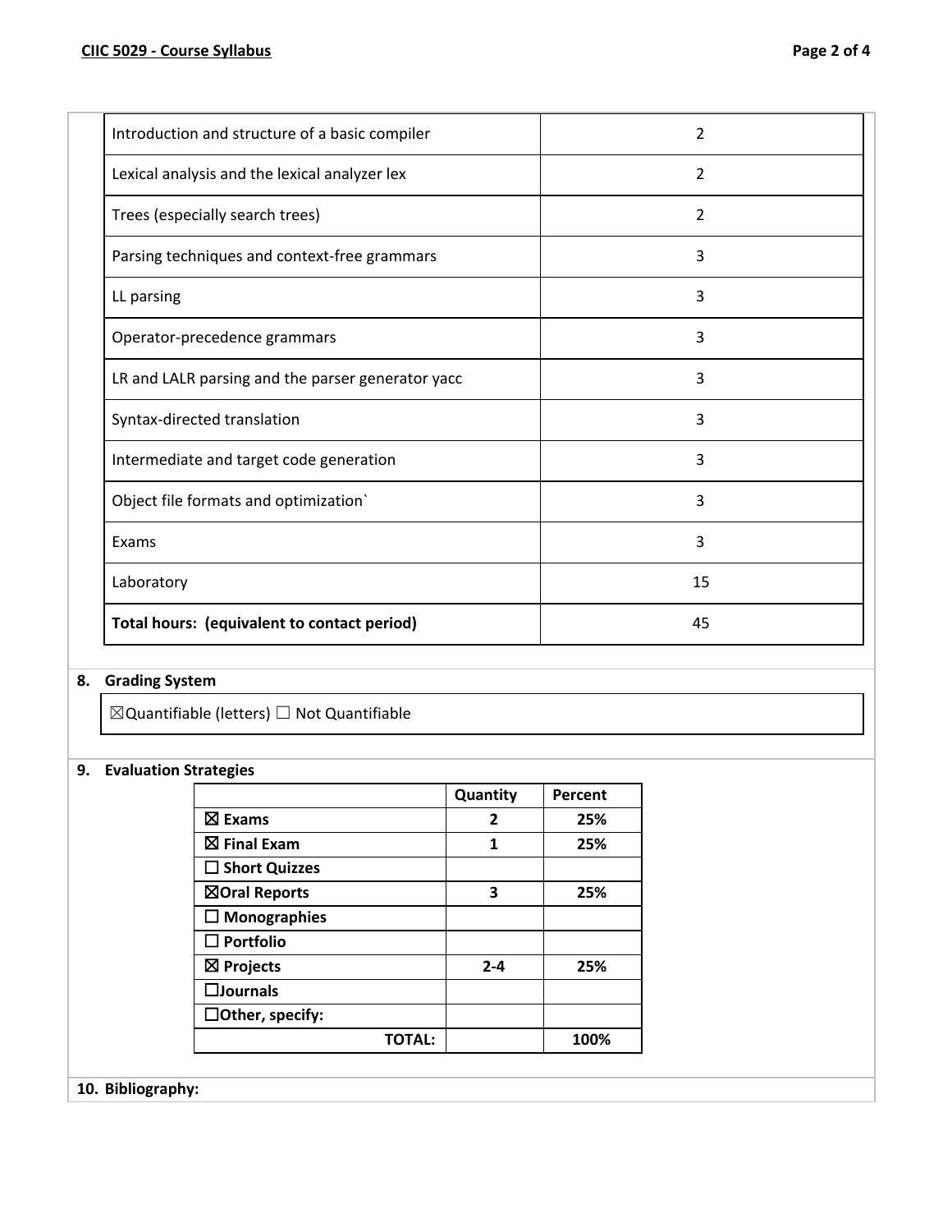| | |
|---|---|
| Introduction and structure of a basic compiler | 2 |
| Lexical analysis and the lexical analyzer lex | 2 |
| Trees (especially search trees) | 2 |
| Parsing techniques and context-free grammars | 3 |
| LL parsing | 3 |
| Operator-precedence grammars | 3 |
| LR and LALR parsing and the parser generator yacc | 3 |
| Syntax-directed translation | 3 |
| Intermediate and target code generation | 3 |
| Object file formats and optimization` | 3 |
| Exams | 3 |
| Laboratory | 15 |
| **Total hours: (equivalent to contact period)** | 45 |

## 8. Grading System

☒Quantifiable (letters) ☐ Not Quantifiable

## 9. Evaluation Strategies

| | Quantity | Percent |
|---|---|---|
| ☒ **Exams** | **2** | **25%** |
| ☒ **Final Exam** | **1** | **25%** |
| ☐ **Short Quizzes** | | |
| ☒**Oral Reports** | **3** | **25%** |
| ☐ **Monographies** | | |
| ☐ **Portfolio** | | |
| ☒ **Projects** | **2-4** | **25%** |
| ☐**Journals** | | |
| ☐**Other, specify:** | | |
| **TOTAL:** | | **100%** |

## 10. Bibliography: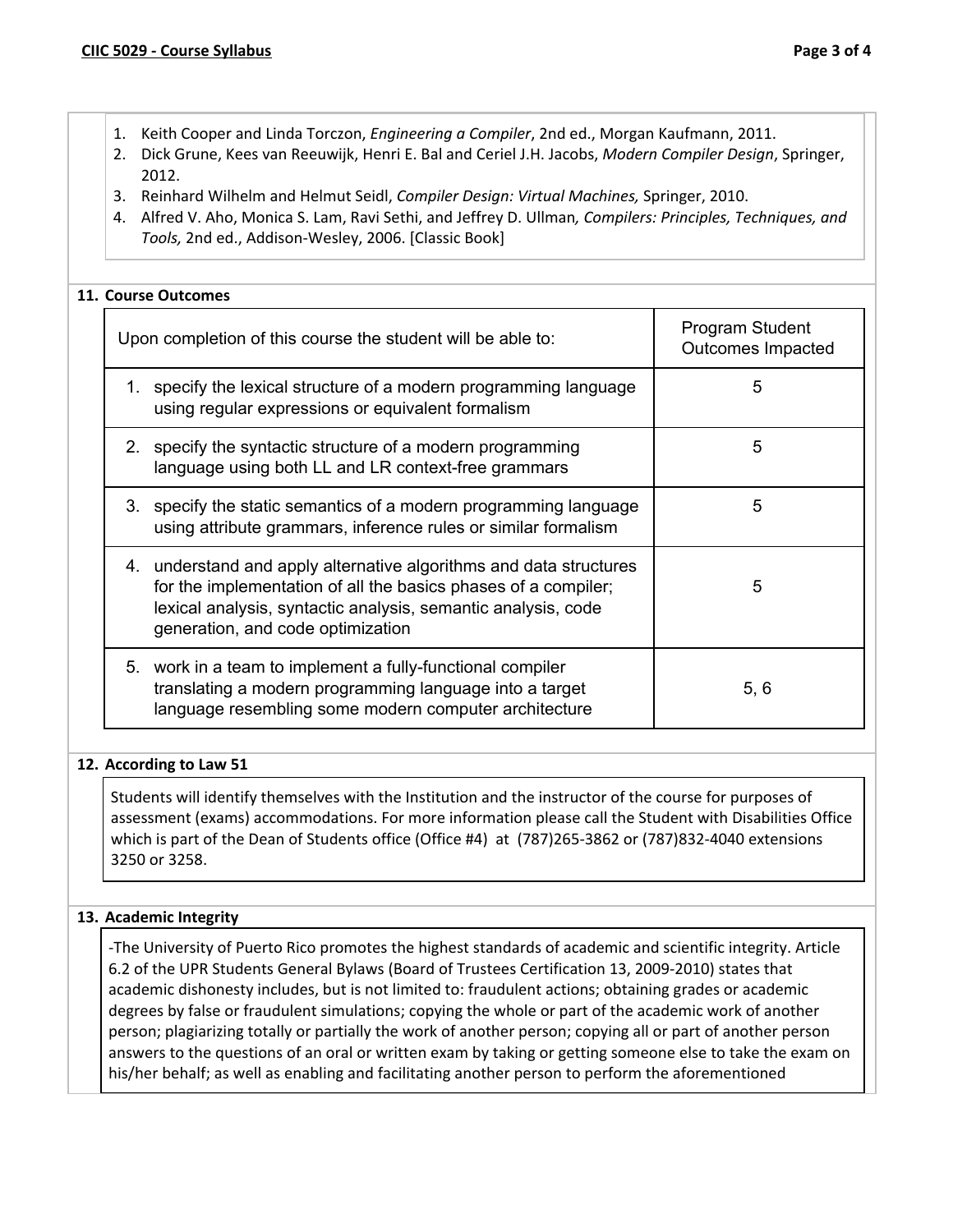1. Keith Cooper and Linda Torczon, *Engineering a Compiler*, 2nd ed., Morgan Kaufmann, 2011.
2. Dick Grune, Kees van Reeuwijk, Henri E. Bal and Ceriel J.H. Jacobs, *Modern Compiler Design*, Springer, 2012.
3. Reinhard Wilhelm and Helmut Seidl, *Compiler Design: Virtual Machines,* Springer, 2010.
4. Alfred V. Aho, Monica S. Lam, Ravi Sethi, and Jeffrey D. Ullman*, Compilers: Principles, Techniques, and Tools,* 2nd ed., Addison-Wesley, 2006. [Classic Book]

## 11. Course Outcomes

| Upon completion of this course the student will be able to: | Program Student Outcomes Impacted |
|---|---|
| 1. specify the lexical structure of a modern programming language using regular expressions or equivalent formalism | 5 |
| 2. specify the syntactic structure of a modern programming language using both LL and LR context-free grammars | 5 |
| 3. specify the static semantics of a modern programming language using attribute grammars, inference rules or similar formalism | 5 |
| 4. understand and apply alternative algorithms and data structures for the implementation of all the basics phases of a compiler; lexical analysis, syntactic analysis, semantic analysis, code generation, and code optimization | 5 |
| 5. work in a team to implement a fully-functional compiler translating a modern programming language into a target language resembling some modern computer architecture | 5, 6 |

## 12. According to Law 51

Students will identify themselves with the Institution and the instructor of the course for purposes of assessment (exams) accommodations. For more information please call the Student with Disabilities Office which is part of the Dean of Students office (Office #4) at (787)265-3862 or (787)832-4040 extensions 3250 or 3258.

## 13. Academic Integrity

-The University of Puerto Rico promotes the highest standards of academic and scientific integrity. Article 6.2 of the UPR Students General Bylaws (Board of Trustees Certification 13, 2009-2010) states that academic dishonesty includes, but is not limited to: fraudulent actions; obtaining grades or academic degrees by false or fraudulent simulations; copying the whole or part of the academic work of another person; plagiarizing totally or partially the work of another person; copying all or part of another person answers to the questions of an oral or written exam by taking or getting someone else to take the exam on his/her behalf; as well as enabling and facilitating another person to perform the aforementioned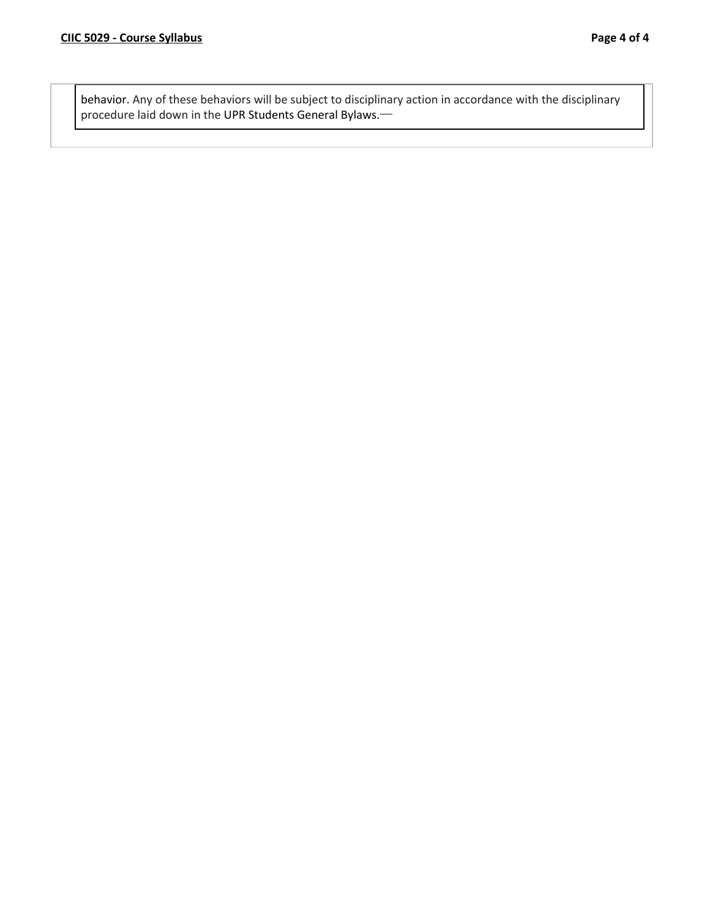behavior. Any of these behaviors will be subject to disciplinary action in accordance with the disciplinary procedure laid down in the UPR Students General Bylaws.